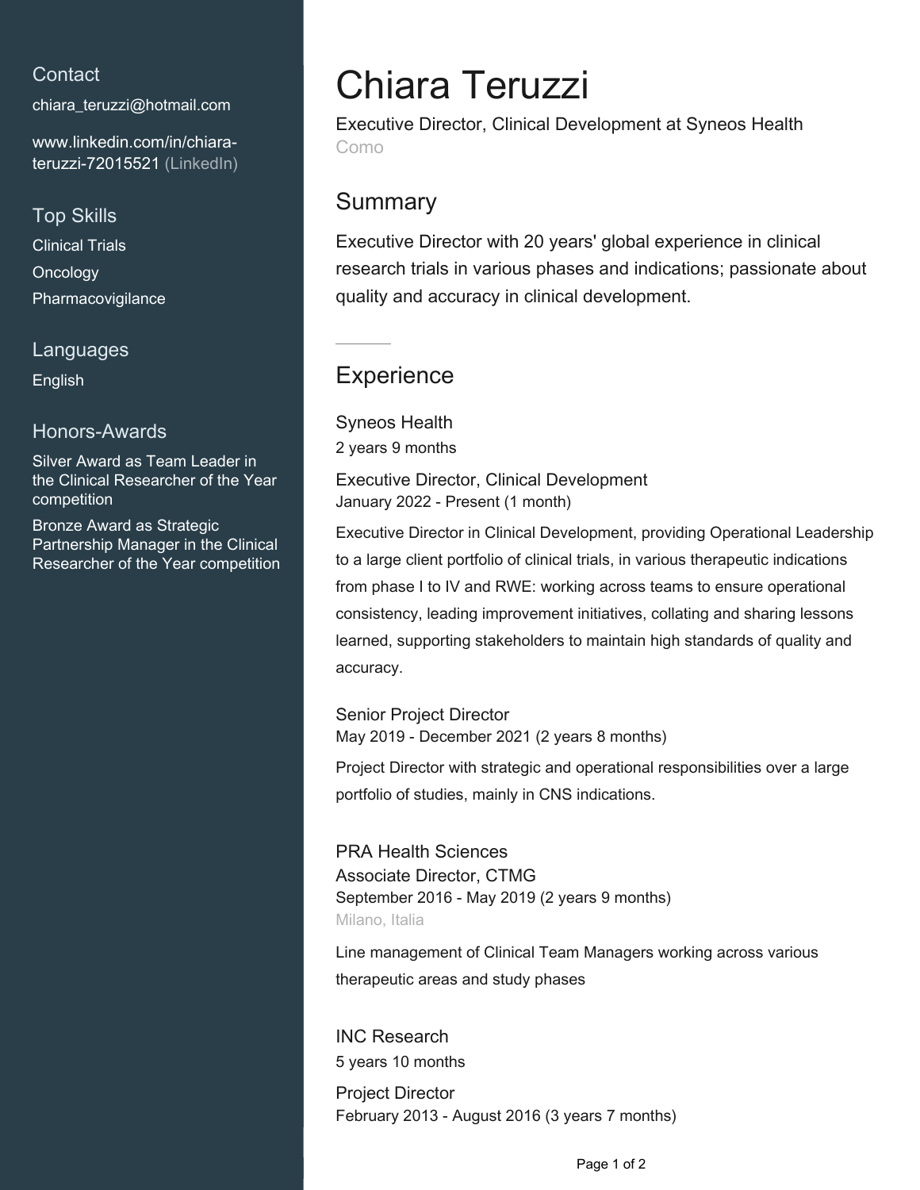## Contact

chiara_teruzzi@hotmail.com

www.linkedin.com/in/chiara-teruzzi-72015521 (LinkedIn)

## Top Skills

Clinical Trials

Oncology

Pharmacovigilance

## Languages

English

## Honors-Awards

Silver Award as Team Leader in the Clinical Researcher of the Year competition

Bronze Award as Strategic Partnership Manager in the Clinical Researcher of the Year competition

# Chiara Teruzzi

Executive Director, Clinical Development at Syneos Health

Como

## Summary

Executive Director with 20 years' global experience in clinical research trials in various phases and indications; passionate about quality and accuracy in clinical development.

## Experience

### Syneos Health

2 years 9 months

**Executive Director, Clinical Development**

January 2022 - Present (1 month)

Executive Director in Clinical Development, providing Operational Leadership to a large client portfolio of clinical trials, in various therapeutic indications from phase I to IV and RWE: working across teams to ensure operational consistency, leading improvement initiatives, collating and sharing lessons learned, supporting stakeholders to maintain high standards of quality and accuracy.

**Senior Project Director**

May 2019 - December 2021 (2 years 8 months)

Project Director with strategic and operational responsibilities over a large portfolio of studies, mainly in CNS indications.

### PRA Health Sciences

**Associate Director, CTMG**

September 2016 - May 2019 (2 years 9 months)

Milano, Italia

Line management of Clinical Team Managers working across various therapeutic areas and study phases

### INC Research

5 years 10 months

**Project Director**

February 2013 - August 2016 (3 years 7 months)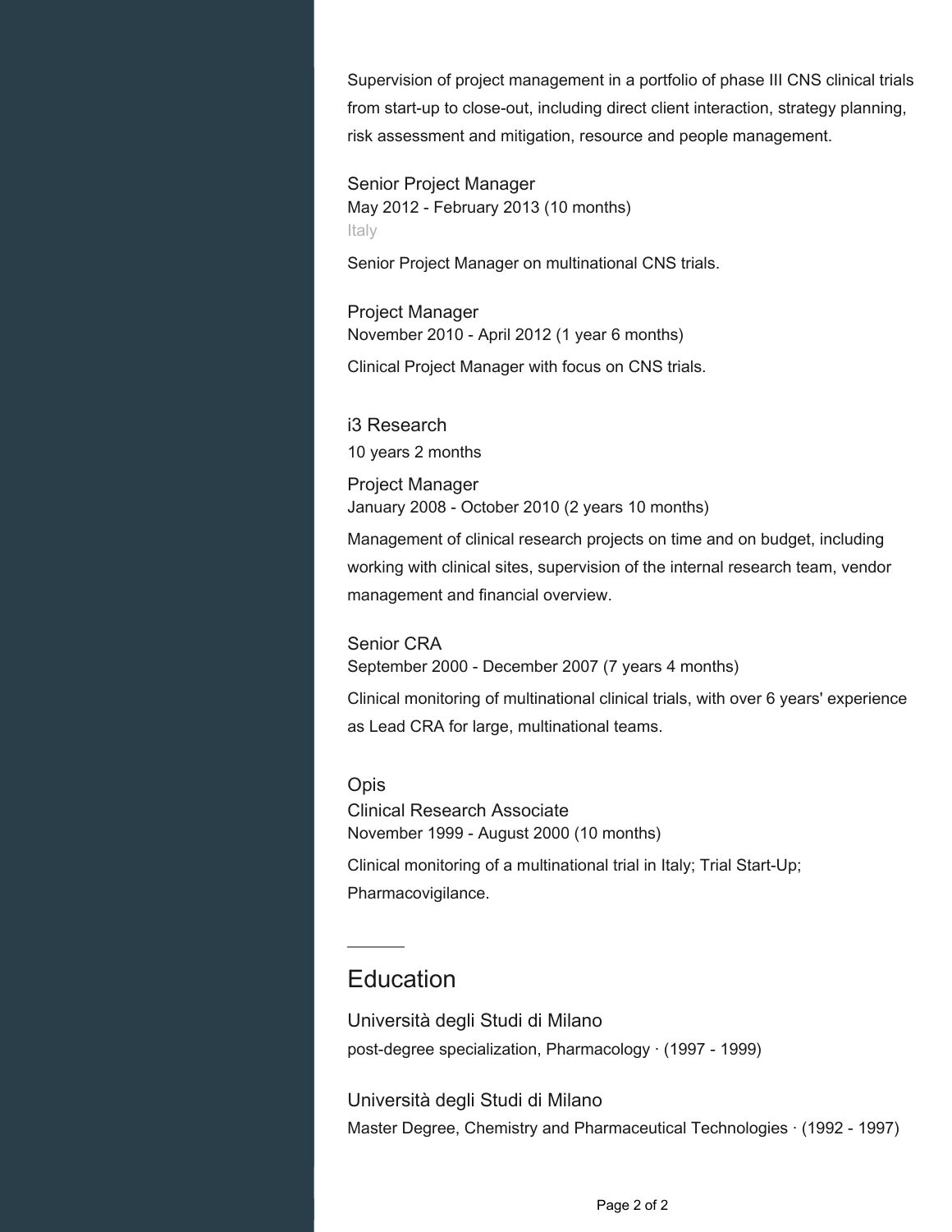Supervision of project management in a portfolio of phase III CNS clinical trials from start-up to close-out, including direct client interaction, strategy planning, risk assessment and mitigation, resource and people management.

Senior Project Manager
May 2012 - February 2013 (10 months)
Italy

Senior Project Manager on multinational CNS trials.

Project Manager
November 2010 - April 2012 (1 year 6 months)

Clinical Project Manager with focus on CNS trials.

### i3 Research
10 years 2 months

Project Manager
January 2008 - October 2010 (2 years 10 months)

Management of clinical research projects on time and on budget, including working with clinical sites, supervision of the internal research team, vendor management and financial overview.

Senior CRA
September 2000 - December 2007 (7 years 4 months)

Clinical monitoring of multinational clinical trials, with over 6 years' experience as Lead CRA for large, multinational teams.

### Opis
Clinical Research Associate
November 1999 - August 2000 (10 months)

Clinical monitoring of a multinational trial in Italy; Trial Start-Up; Pharmacovigilance.

## Education

Università degli Studi di Milano
post-degree specialization, Pharmacology · (1997 - 1999)

Università degli Studi di Milano
Master Degree, Chemistry and Pharmaceutical Technologies · (1992 - 1997)